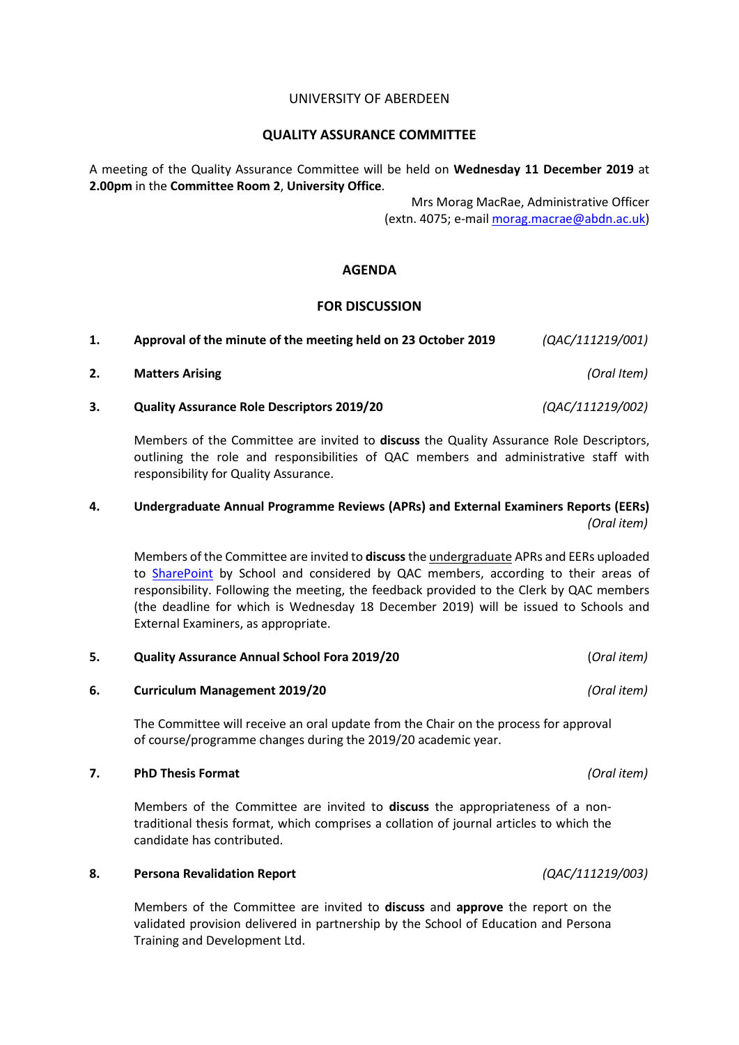UNIVERSITY OF ABERDEEN

# QUALITY ASSURANCE COMMITTEE

A meeting of the Quality Assurance Committee will be held on **Wednesday 11 December 2019** at **2.00pm** in the **Committee Room 2**, **University Office**.

Mrs Morag MacRae, Administrative Officer
(extn. 4075; e-mail morag.macrae@abdn.ac.uk)

## AGENDA

### FOR DISCUSSION

**1. Approval of the minute of the meeting held on 23 October 2019** *(QAC/111219/001)*

**2. Matters Arising** *(Oral Item)*

**3. Quality Assurance Role Descriptors 2019/20** *(QAC/111219/002)*

Members of the Committee are invited to **discuss** the Quality Assurance Role Descriptors, outlining the role and responsibilities of QAC members and administrative staff with responsibility for Quality Assurance.

**4. Undergraduate Annual Programme Reviews (APRs) and External Examiners Reports (EERs)** *(Oral item)*

Members of the Committee are invited to **discuss** the undergraduate APRs and EERs uploaded to SharePoint by School and considered by QAC members, according to their areas of responsibility. Following the meeting, the feedback provided to the Clerk by QAC members (the deadline for which is Wednesday 18 December 2019) will be issued to Schools and External Examiners, as appropriate.

**5. Quality Assurance Annual School Fora 2019/20** (*Oral item*)

**6. Curriculum Management 2019/20** *(Oral item)*

The Committee will receive an oral update from the Chair on the process for approval of course/programme changes during the 2019/20 academic year.

**7. PhD Thesis Format** *(Oral item)*

Members of the Committee are invited to **discuss** the appropriateness of a non-traditional thesis format, which comprises a collation of journal articles to which the candidate has contributed.

**8. Persona Revalidation Report** *(QAC/111219/003)*

Members of the Committee are invited to **discuss** and **approve** the report on the validated provision delivered in partnership by the School of Education and Persona Training and Development Ltd.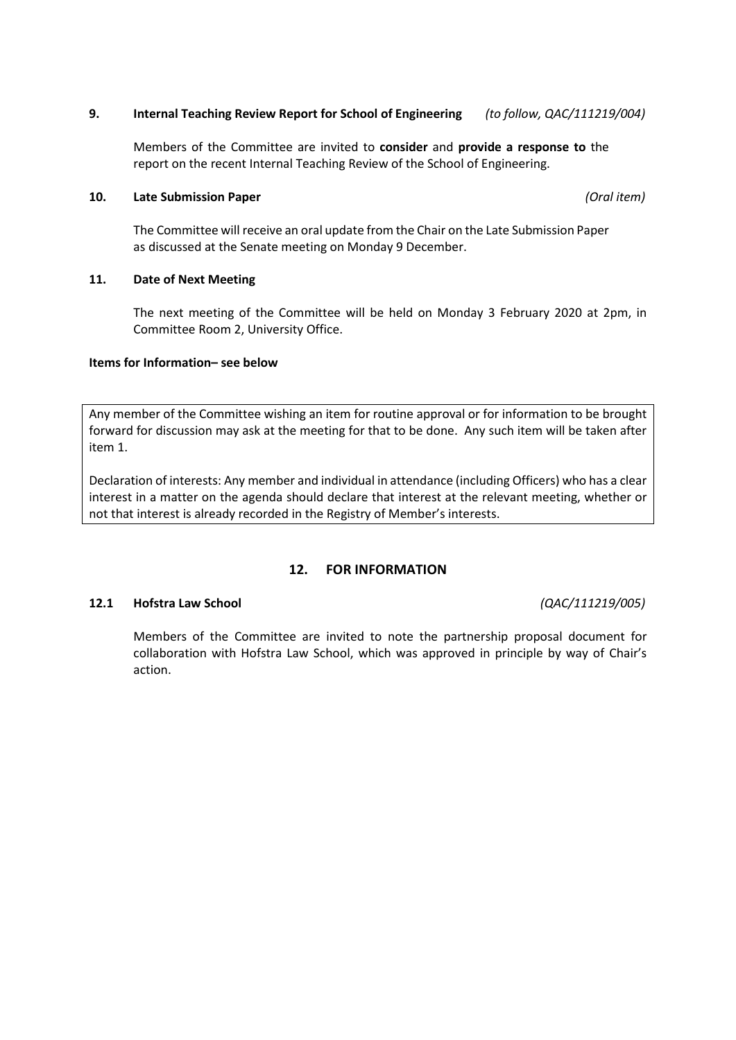**9. Internal Teaching Review Report for School of Engineering** *(to follow, QAC/111219/004)*

Members of the Committee are invited to **consider** and **provide a response to** the report on the recent Internal Teaching Review of the School of Engineering.

**10. Late Submission Paper** *(Oral item)*

The Committee will receive an oral update from the Chair on the Late Submission Paper as discussed at the Senate meeting on Monday 9 December.

**11. Date of Next Meeting**

The next meeting of the Committee will be held on Monday 3 February 2020 at 2pm, in Committee Room 2, University Office.

**Items for Information– see below**

Any member of the Committee wishing an item for routine approval or for information to be brought forward for discussion may ask at the meeting for that to be done. Any such item will be taken after item 1.

Declaration of interests: Any member and individual in attendance (including Officers) who has a clear interest in a matter on the agenda should declare that interest at the relevant meeting, whether or not that interest is already recorded in the Registry of Member's interests.

## 12. FOR INFORMATION

**12.1 Hofstra Law School** *(QAC/111219/005)*

Members of the Committee are invited to note the partnership proposal document for collaboration with Hofstra Law School, which was approved in principle by way of Chair's action.